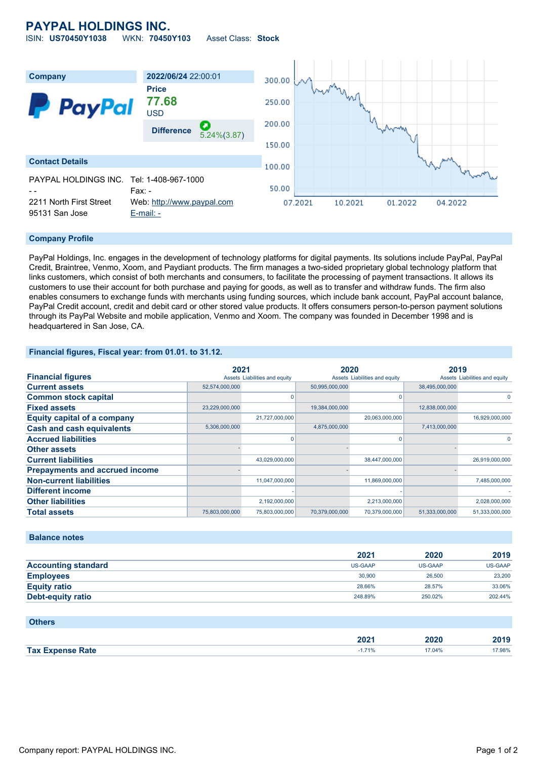# PAYPAL HOLDINGS INC.

ISIN: **US70450Y1038** WKN: **70450Y103** Asset Class: **Stock**

| Company | |
|---|---|
| PayPal | **2022/06/24** 22:00:01 |
| | **Price** |
| | **77.68** |
| | USD |
| | **Difference** 5.24%(3.87) |

300.00
250.00
200.00
150.00
100.00
50.00
07.2021 10.2021 01.2022 04.2022

## Contact Details

PAYPAL HOLDINGS INC.
- -
2211 North First Street
95131 San Jose

Tel: 1-408-967-1000
Fax: -
Web: http://www.paypal.com
E-mail: -

## Company Profile

PayPal Holdings, Inc. engages in the development of technology platforms for digital payments. Its solutions include PayPal, PayPal Credit, Braintree, Venmo, Xoom, and Paydiant products. The firm manages a two-sided proprietary global technology platform that links customers, which consist of both merchants and consumers, to facilitate the processing of payment transactions. It allows its customers to use their account for both purchase and paying for goods, as well as to transfer and withdraw funds. The firm also enables consumers to exchange funds with merchants using funding sources, which include bank account, PayPal account balance, PayPal Credit account, credit and debit card or other stored value products. It offers consumers person-to-person payment solutions through its PayPal Website and mobile application, Venmo and Xoom. The company was founded in December 1998 and is headquartered in San Jose, CA.

## Financial figures, Fiscal year: from 01.01. to 31.12.

| Financial figures | 2021 | | 2020 | | 2019 | |
|---|---|---|---|---|---|---|
| | Assets | Liabilities and equity | Assets | Liabilities and equity | Assets | Liabilities and equity |
| **Current assets** | 52,574,000,000 | | 50,995,000,000 | | 38,495,000,000 | |
| **Common stock capital** | | 0 | | 0 | | 0 |
| **Fixed assets** | 23,229,000,000 | | 19,384,000,000 | | 12,838,000,000 | |
| **Equity capital of a company** | | 21,727,000,000 | | 20,063,000,000 | | 16,929,000,000 |
| **Cash and cash equivalents** | 5,306,000,000 | | 4,875,000,000 | | 7,413,000,000 | |
| **Accrued liabilities** | | 0 | | 0 | | 0 |
| **Other assets** | - | | - | | - | |
| **Current liabilities** | | 43,029,000,000 | | 38,447,000,000 | | 26,919,000,000 |
| **Prepayments and accrued income** | - | | - | | - | |
| **Non-current liabilities** | | 11,047,000,000 | | 11,869,000,000 | | 7,485,000,000 |
| **Different income** | | - | | - | | - |
| **Other liabilities** | | 2,192,000,000 | | 2,213,000,000 | | 2,028,000,000 |
| **Total assets** | 75,803,000,000 | 75,803,000,000 | 70,379,000,000 | 70,379,000,000 | 51,333,000,000 | 51,333,000,000 |

## Balance notes

| | 2021 | 2020 | 2019 |
|---|---|---|---|
| **Accounting standard** | US-GAAP | US-GAAP | US-GAAP |
| **Employees** | 30,900 | 26,500 | 23,200 |
| **Equity ratio** | 28.66% | 28.57% | 33.06% |
| **Debt-equity ratio** | 248.89% | 250.02% | 202.44% |

## Others

| | 2021 | 2020 | 2019 |
|---|---|---|---|
| **Tax Expense Rate** | -1.71% | 17.04% | 17.98% |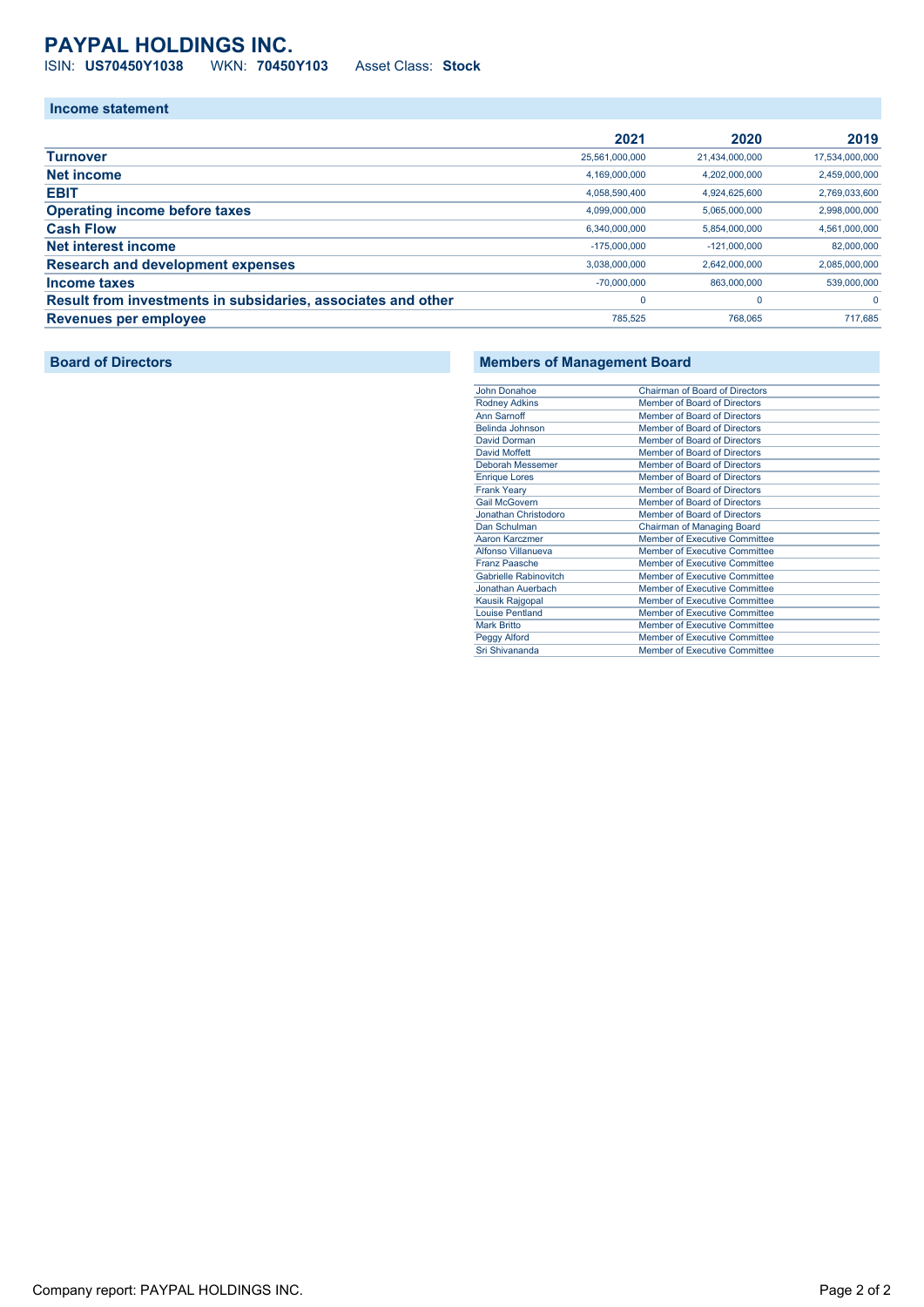# PAYPAL HOLDINGS INC.

ISIN: **US70450Y1038** WKN: **70450Y103** Asset Class: **Stock**

## Income statement

| | 2021 | 2020 | 2019 |
|---|---|---|---|
| **Turnover** | 25,561,000,000 | 21,434,000,000 | 17,534,000,000 |
| **Net income** | 4,169,000,000 | 4,202,000,000 | 2,459,000,000 |
| **EBIT** | 4,058,590,400 | 4,924,625,600 | 2,769,033,600 |
| **Operating income before taxes** | 4,099,000,000 | 5,065,000,000 | 2,998,000,000 |
| **Cash Flow** | 6,340,000,000 | 5,854,000,000 | 4,561,000,000 |
| **Net interest income** | -175,000,000 | -121,000,000 | 82,000,000 |
| **Research and development expenses** | 3,038,000,000 | 2,642,000,000 | 2,085,000,000 |
| **Income taxes** | -70,000,000 | 863,000,000 | 539,000,000 |
| **Result from investments in subsidaries, associates and other** | 0 | 0 | 0 |
| **Revenues per employee** | 785,525 | 768,065 | 717,685 |

## Board of Directors

## Members of Management Board

| | |
|---|---|
| John Donahoe | Chairman of Board of Directors |
| Rodney Adkins | Member of Board of Directors |
| Ann Sarnoff | Member of Board of Directors |
| Belinda Johnson | Member of Board of Directors |
| David Dorman | Member of Board of Directors |
| David Moffett | Member of Board of Directors |
| Deborah Messemer | Member of Board of Directors |
| Enrique Lores | Member of Board of Directors |
| Frank Yeary | Member of Board of Directors |
| Gail McGovern | Member of Board of Directors |
| Jonathan Christodoro | Member of Board of Directors |
| Dan Schulman | Chairman of Managing Board |
| Aaron Karczmer | Member of Executive Committee |
| Alfonso Villanueva | Member of Executive Committee |
| Franz Paasche | Member of Executive Committee |
| Gabrielle Rabinovitch | Member of Executive Committee |
| Jonathan Auerbach | Member of Executive Committee |
| Kausik Rajgopal | Member of Executive Committee |
| Louise Pentland | Member of Executive Committee |
| Mark Britto | Member of Executive Committee |
| Peggy Alford | Member of Executive Committee |
| Sri Shivananda | Member of Executive Committee |